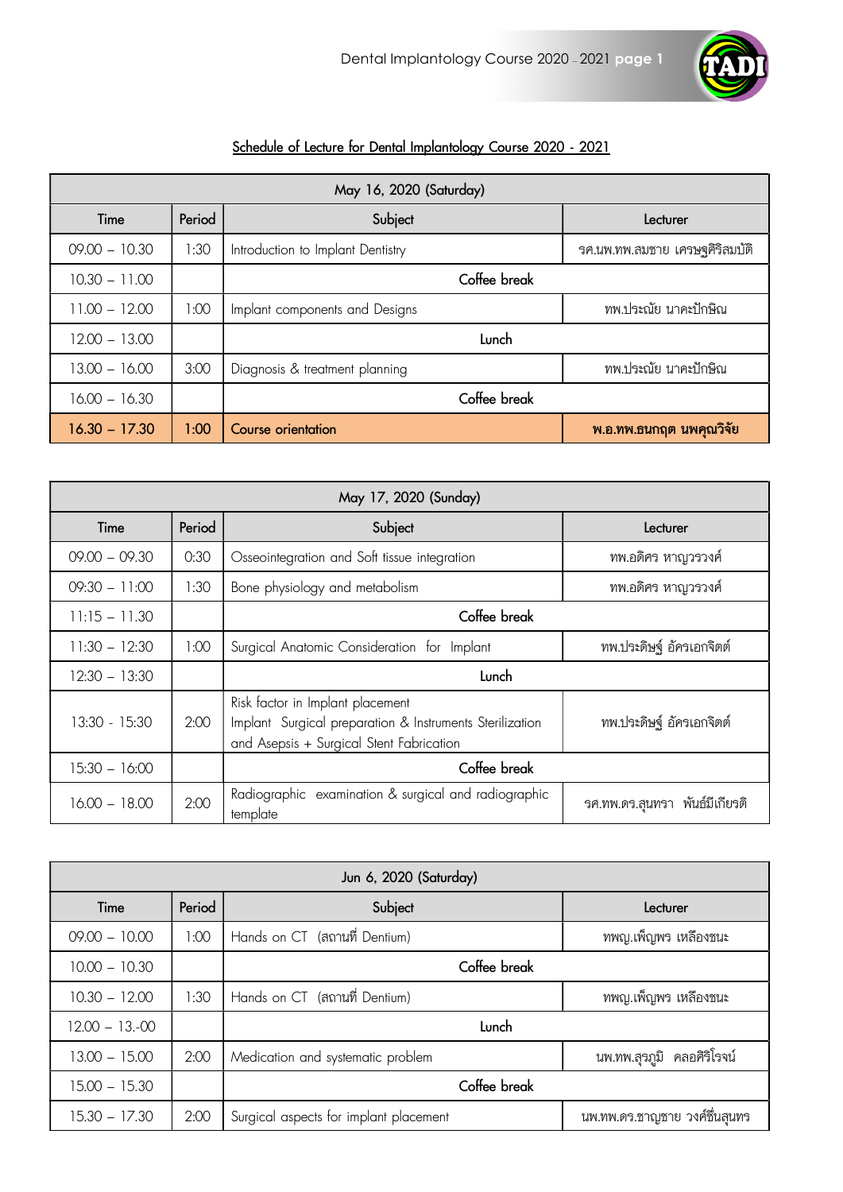## Schedule of Lecture for Dental Implantology Course 2020 - 2021

| May 16, 2020 (Saturday) | | | |
|---|---|---|---|
| Time | Period | Subject | Lecturer |
| 09.00 – 10.30 | 1:30 | Introduction to Implant Dentistry | รศ.นพ.ทพ.สมชาย เศรษฐศิริสมบัติ |
| 10.30 – 11.00 | | Coffee break | |
| 11.00 – 12.00 | 1:00 | Implant components and Designs | ทพ.ประณัย นาคะปักษิณ |
| 12.00 – 13.00 | | Lunch | |
| 13.00 – 16.00 | 3:00 | Diagnosis & treatment planning | ทพ.ประณัย นาคะปักษิณ |
| 16.00 – 16.30 | | Coffee break | |
| **16.30 – 17.30** | **1:00** | **Course orientation** | **พ.อ.ทพ.ธนกฤต นพคุณวิจัย** |

| May 17, 2020 (Sunday) | | | |
|---|---|---|---|
| Time | Period | Subject | Lecturer |
| 09.00 – 09.30 | 0:30 | Osseointegration and Soft tissue integration | ทพ.อดิศร หาญวรวงศ์ |
| 09:30 – 11:00 | 1:30 | Bone physiology and metabolism | ทพ.อดิศร หาญวรวงศ์ |
| 11:15 – 11.30 | | Coffee break | |
| 11:30 – 12:30 | 1:00 | Surgical Anatomic Consideration for Implant | ทพ.ประดิษฐ์ อัครเอกจิตต์ |
| 12:30 – 13:30 | | Lunch | |
| 13:30 - 15:30 | 2:00 | Risk factor in Implant placement<br>Implant Surgical preparation & Instruments Sterilization and Asepsis + Surgical Stent Fabrication | ทพ.ประดิษฐ์ อัครเอกจิตต์ |
| 15:30 – 16:00 | | Coffee break | |
| 16.00 – 18.00 | 2:00 | Radiographic examination & surgical and radiographic template | รศ.ทพ.ดร.สุนทรา พันธ์มีเกียรติ |

| Jun 6, 2020 (Saturday) | | | |
|---|---|---|---|
| Time | Period | Subject | Lecturer |
| 09.00 – 10.00 | 1:00 | Hands on CT (สถานที่ Dentium) | ทพญ.เพ็ญพร เหลืองชนะ |
| 10.00 – 10.30 | | Coffee break | |
| 10.30 – 12.00 | 1:30 | Hands on CT (สถานที่ Dentium) | ทพญ.เพ็ญพร เหลืองชนะ |
| 12.00 – 13.-00 | | Lunch | |
| 13.00 – 15.00 | 2:00 | Medication and systematic problem | นพ.ทพ.สุรภูมิ คลอศิริโรจน์ |
| 15.00 – 15.30 | | Coffee break | |
| 15.30 – 17.30 | 2:00 | Surgical aspects for implant placement | นพ.ทพ.ดร.ชาญชาย วงศ์ชื่นสุนทร |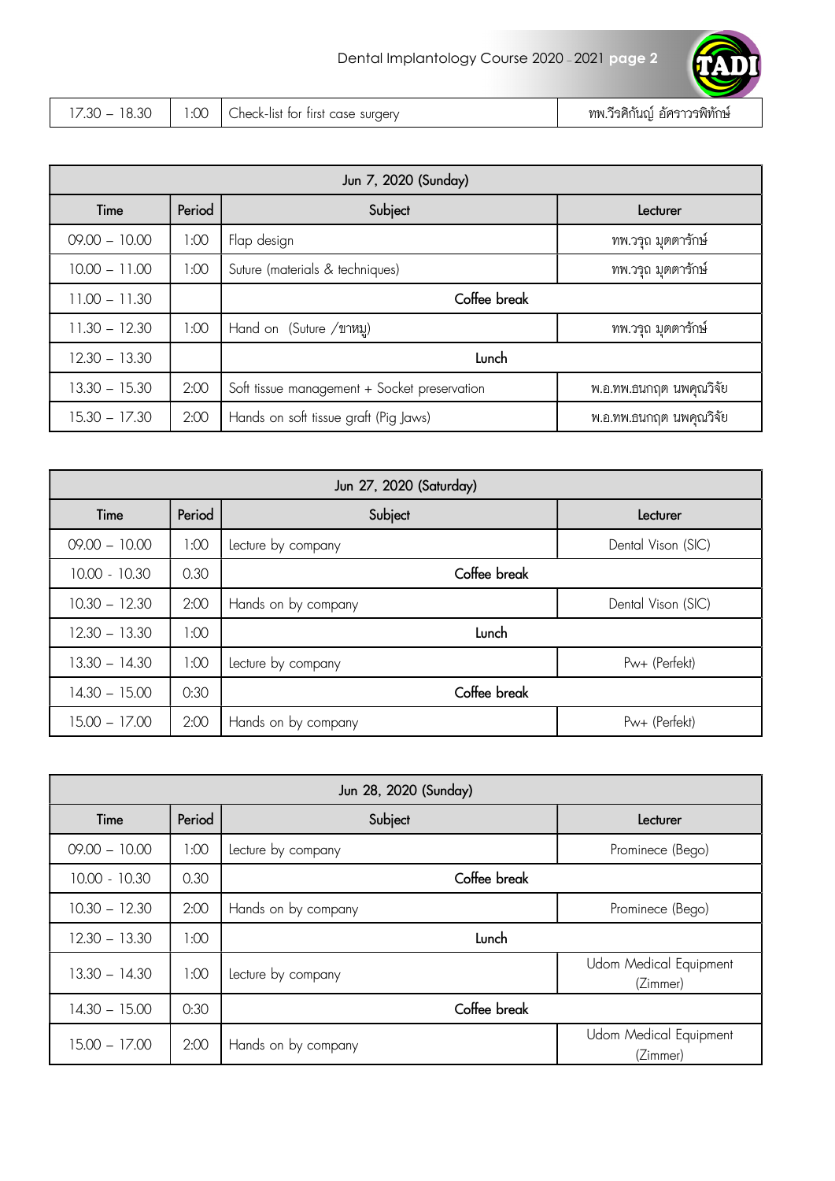| 17.30 – 18.30 | 1:00 | Check-list for first case surgery | ทพ.วีรศิกันญ์ อัศราวรพิทักษ์ |
|---|---|---|---|

| Jun 7, 2020 (Sunday) | | | |
|---|---|---|---|
| **Time** | **Period** | **Subject** | **Lecturer** |
| 09.00 – 10.00 | 1:00 | Flap design | ทพ.วรุฒ มุตตารักษ์ |
| 10.00 – 11.00 | 1:00 | Suture (materials & techniques) | ทพ.วรุฒ มุตตารักษ์ |
| 11.00 – 11.30 | | Coffee break | |
| 11.30 – 12.30 | 1:00 | Hand on (Suture /ขาหมู) | ทพ.วรุฒ มุตตารักษ์ |
| 12.30 – 13.30 | | Lunch | |
| 13.30 – 15.30 | 2:00 | Soft tissue management + Socket preservation | พ.อ.ทพ.ธนกฤต นพคุณวิจัย |
| 15.30 – 17.30 | 2:00 | Hands on soft tissue graft (Pig Jaws) | พ.อ.ทพ.ธนกฤต นพคุณวิจัย |

| Jun 27, 2020 (Saturday) | | | |
|---|---|---|---|
| **Time** | **Period** | **Subject** | **Lecturer** |
| 09.00 – 10.00 | 1:00 | Lecture by company | Dental Vison (SIC) |
| 10.00 - 10.30 | 0.30 | Coffee break | |
| 10.30 – 12.30 | 2:00 | Hands on by company | Dental Vison (SIC) |
| 12.30 – 13.30 | 1:00 | Lunch | |
| 13.30 – 14.30 | 1:00 | Lecture by company | Pw+ (Perfekt) |
| 14.30 – 15.00 | 0:30 | Coffee break | |
| 15.00 – 17.00 | 2:00 | Hands on by company | Pw+ (Perfekt) |

| Jun 28, 2020 (Sunday) | | | |
|---|---|---|---|
| **Time** | **Period** | **Subject** | **Lecturer** |
| 09.00 – 10.00 | 1:00 | Lecture by company | Prominece (Bego) |
| 10.00 - 10.30 | 0.30 | Coffee break | |
| 10.30 – 12.30 | 2:00 | Hands on by company | Prominece (Bego) |
| 12.30 – 13.30 | 1:00 | Lunch | |
| 13.30 – 14.30 | 1:00 | Lecture by company | Udom Medical Equipment (Zimmer) |
| 14.30 – 15.00 | 0:30 | Coffee break | |
| 15.00 – 17.00 | 2:00 | Hands on by company | Udom Medical Equipment (Zimmer) |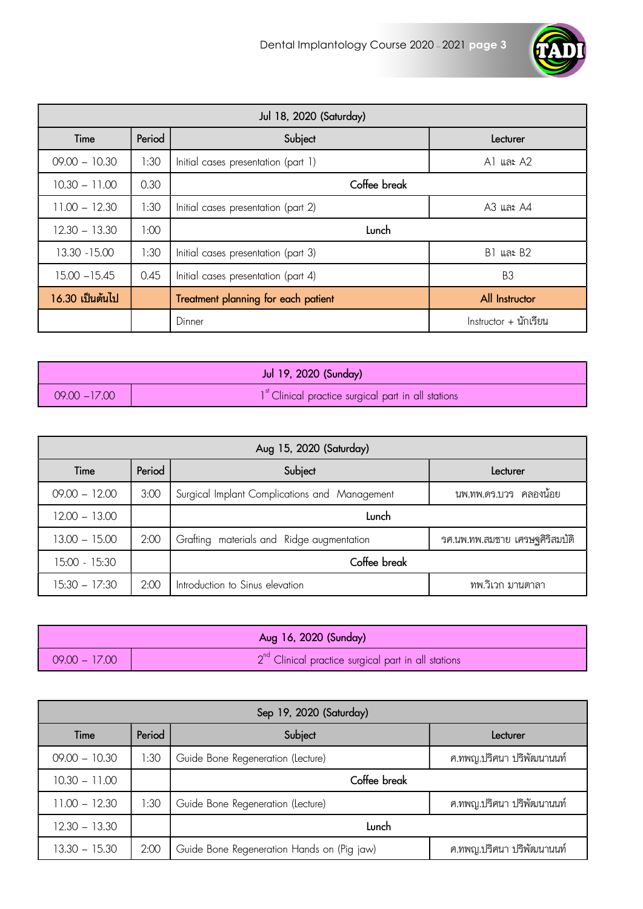| Jul 18, 2020 (Saturday) | | | |
|---|---|---|---|
| Time | Period | Subject | Lecturer |
| 09.00 – 10.30 | 1:30 | Initial cases presentation (part 1) | A1 และ A2 |
| 10.30 – 11.00 | 0.30 | Coffee break | |
| 11.00 – 12.30 | 1:30 | Initial cases presentation (part 2) | A3 และ A4 |
| 12.30 – 13.30 | 1:00 | Lunch | |
| 13.30 -15.00 | 1:30 | Initial cases presentation (part 3) | B1 และ B2 |
| 15.00 –15.45 | 0.45 | Initial cases presentation (part 4) | B3 |
| **16.30 เป็นต้นไป** | | **Treatment planning for each patient** | **All Instructor** |
| | | Dinner | Instructor + นักเรียน |

| Jul 19, 2020 (Sunday) | |
|---|---|
| 09.00 –17.00 | 1st Clinical practice surgical part in all stations |

| Aug 15, 2020 (Saturday) | | | |
|---|---|---|---|
| Time | Period | Subject | Lecturer |
| 09.00 – 12.00 | 3:00 | Surgical Implant Complications and Management | นพ.ทพ.ดร.บวร คลองน้อย |
| 12.00 – 13.00 | | Lunch | |
| 13.00 – 15.00 | 2:00 | Grafting materials and Ridge augmentation | รศ.นพ.ทพ.สมชาย เศรษฐศิริสมบัติ |
| 15:00 - 15:30 | | Coffee break | |
| 15:30 – 17:30 | 2:00 | Introduction to Sinus elevation | ทพ.วิเวก มานตาลา |

| Aug 16, 2020 (Sunday) | |
|---|---|
| 09.00 – 17.00 | 2nd Clinical practice surgical part in all stations |

| Sep 19, 2020 (Saturday) | | | |
|---|---|---|---|
| Time | Period | Subject | Lecturer |
| 09.00 – 10.30 | 1:30 | Guide Bone Regeneration (Lecture) | ศ.ทพญ.ปริศนา ปริพัฒนานนท์ |
| 10.30 – 11.00 | | Coffee break | |
| 11.00 – 12.30 | 1:30 | Guide Bone Regeneration (Lecture) | ศ.ทพญ.ปริศนา ปริพัฒนานนท์ |
| 12.30 – 13.30 | | Lunch | |
| 13.30 – 15.30 | 2:00 | Guide Bone Regeneration Hands on (Pig jaw) | ศ.ทพญ.ปริศนา ปริพัฒนานนท์ |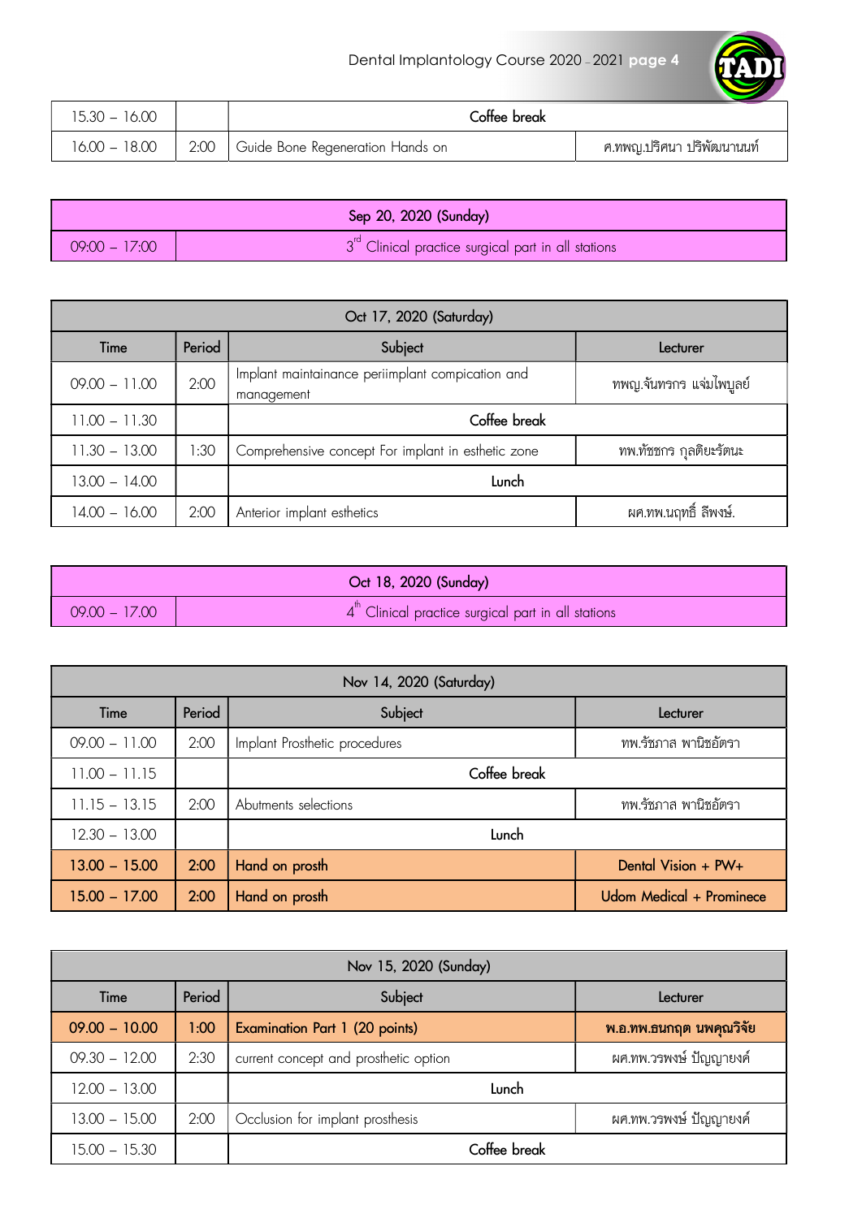| | | | |
|---|---|---|---|
| 15.30 – 16.00 | | Coffee break | |
| 16.00 – 18.00 | 2:00 | Guide Bone Regeneration Hands on | ศ.ทพญ.ปริศนา ปริพัฒนานนท์ |

| Sep 20, 2020 (Sunday) | |
|---|---|
| 09:00 – 17:00 | 3[rd] Clinical practice surgical part in all stations |

| Oct 17, 2020 (Saturday) | | | |
|---|---|---|---|
| Time | Period | Subject | Lecturer |
| 09.00 – 11.00 | 2:00 | Implant maintainance periimplant compication and management | ทพญ.จันทรกร แจ่มไพบูลย์ |
| 11.00 – 11.30 | | Coffee break | |
| 11.30 – 13.00 | 1:30 | Comprehensive concept For implant in esthetic zone | ทพ.ทัชชกร กุลติยะรัตนะ |
| 13.00 – 14.00 | | Lunch | |
| 14.00 – 16.00 | 2:00 | Anterior implant esthetics | ผศ.ทพ.นฤทธิ์ ลีพงษ์. |

| Oct 18, 2020 (Sunday) | |
|---|---|
| 09.00 – 17.00 | 4[th] Clinical practice surgical part in all stations |

| Nov 14, 2020 (Saturday) | | | |
|---|---|---|---|
| Time | Period | Subject | Lecturer |
| 09.00 – 11.00 | 2:00 | Implant Prosthetic procedures | ทพ.รัชภาส พานิชอัตรา |
| 11.00 – 11.15 | | Coffee break | |
| 11.15 – 13.15 | 2:00 | Abutments selections | ทพ.รัชภาส พานิชอัตรา |
| 12.30 – 13.00 | | Lunch | |
| **13.00 – 15.00** | **2:00** | **Hand on prosth** | **Dental Vision + PW+** |
| **15.00 – 17.00** | **2:00** | **Hand on prosth** | **Udom Medical + Prominece** |

| Nov 15, 2020 (Sunday) | | | |
|---|---|---|---|
| Time | Period | Subject | Lecturer |
| **09.00 – 10.00** | **1:00** | **Examination Part 1 (20 points)** | **พ.อ.ทพ.ธนฤต นพคุณวิจัย** |
| 09.30 – 12.00 | 2:30 | current concept and prosthetic option | ผศ.ทพ.วรพงษ์ ปัญญายงค์ |
| 12.00 – 13.00 | | Lunch | |
| 13.00 – 15.00 | 2:00 | Occlusion for implant prosthesis | ผศ.ทพ.วรพงษ์ ปัญญายงค์ |
| 15.00 – 15.30 | | Coffee break | |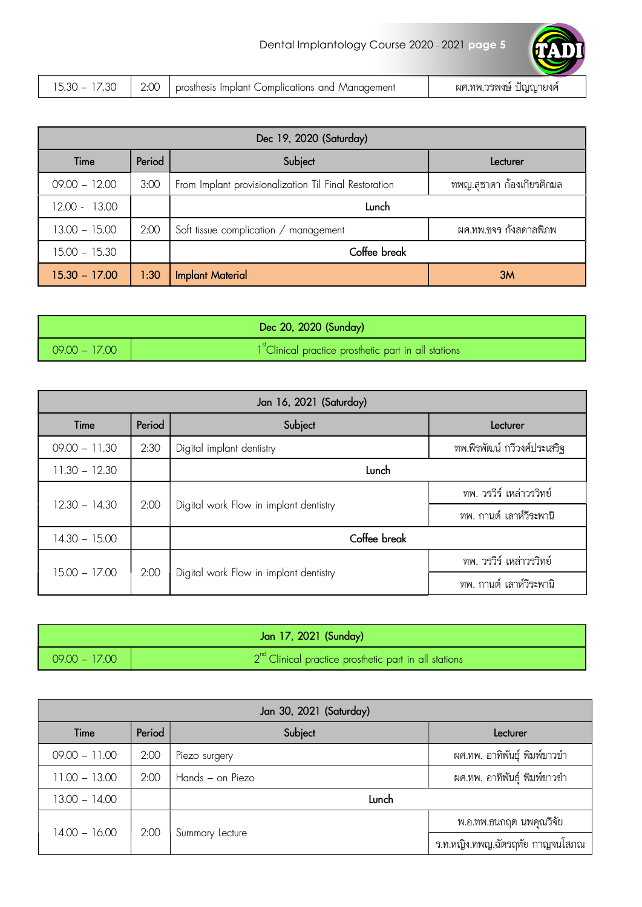| 15.30 – 17.30 | 2:00 | prosthesis Implant Complications and Management | ผศ.ทพ.วรพงษ์ ปัญญายงค์ |
|---|---|---|---|

| Dec 19, 2020 (Saturday) | | | |
|---|---|---|---|
| Time | Period | Subject | Lecturer |
| 09.00 – 12.00 | 3:00 | From Implant provisionalization Til Final Restoration | ทพญ.สุชาดา ก้องเกียรติกมล |
| 12.00 - 13.00 | | Lunch | |
| 13.00 – 15.00 | 2:00 | Soft tissue complication / management | ผศ.ทพ.ขจร กังสดาลพิภพ |
| 15.00 – 15.30 | | Coffee break | |
| **15.30 – 17.00** | **1:30** | **Implant Material** | **3M** |

| Dec 20, 2020 (Sunday) | |
|---|---|
| 09.00 – 17.00 | 1st Clinical practice prosthetic part in all stations |

| Jan 16, 2021 (Saturday) | | | |
|---|---|---|---|
| Time | Period | Subject | Lecturer |
| 09.00 – 11.30 | 2:30 | Digital implant dentistry | ทพ.พีรพัฒน์ กวีวงศ์ประเสริฐ |
| 11.30 – 12.30 | | Lunch | |
| 12.30 – 14.30 | 2:00 | Digital work Flow in implant dentistry | ทพ. วรวีร์ เหล่าวรวิทย์ |
| | | | ทพ. กานต์ เลาห์วีระพานิ |
| 14.30 – 15.00 | | Coffee break | |
| 15.00 – 17.00 | 2:00 | Digital work Flow in implant dentistry | ทพ. วรวีร์ เหล่าวรวิทย์ |
| | | | ทพ. กานต์ เลาห์วีระพานิ |

| Jan 17, 2021 (Sunday) | |
|---|---|
| 09.00 – 17.00 | 2nd Clinical practice prosthetic part in all stations |

| Jan 30, 2021 (Saturday) | | | |
|---|---|---|---|
| Time | Period | Subject | Lecturer |
| 09.00 – 11.00 | 2:00 | Piezo surgery | ผศ.ทพ. อาทิพันธุ์ พิมพ์ขาวขำ |
| 11.00 – 13.00 | 2:00 | Hands – on Piezo | ผศ.ทพ. อาทิพันธุ์ พิมพ์ขาวขำ |
| 13.00 – 14.00 | | Lunch | |
| 14.00 – 16.00 | 2:00 | Summary Lecture | พ.อ.ทพ.ธนกฤต นพคุณวิจัย |
| | | | ร.ท.หญิง.ทพญ.ฉัตรฤทัย กาญจนโสภณ |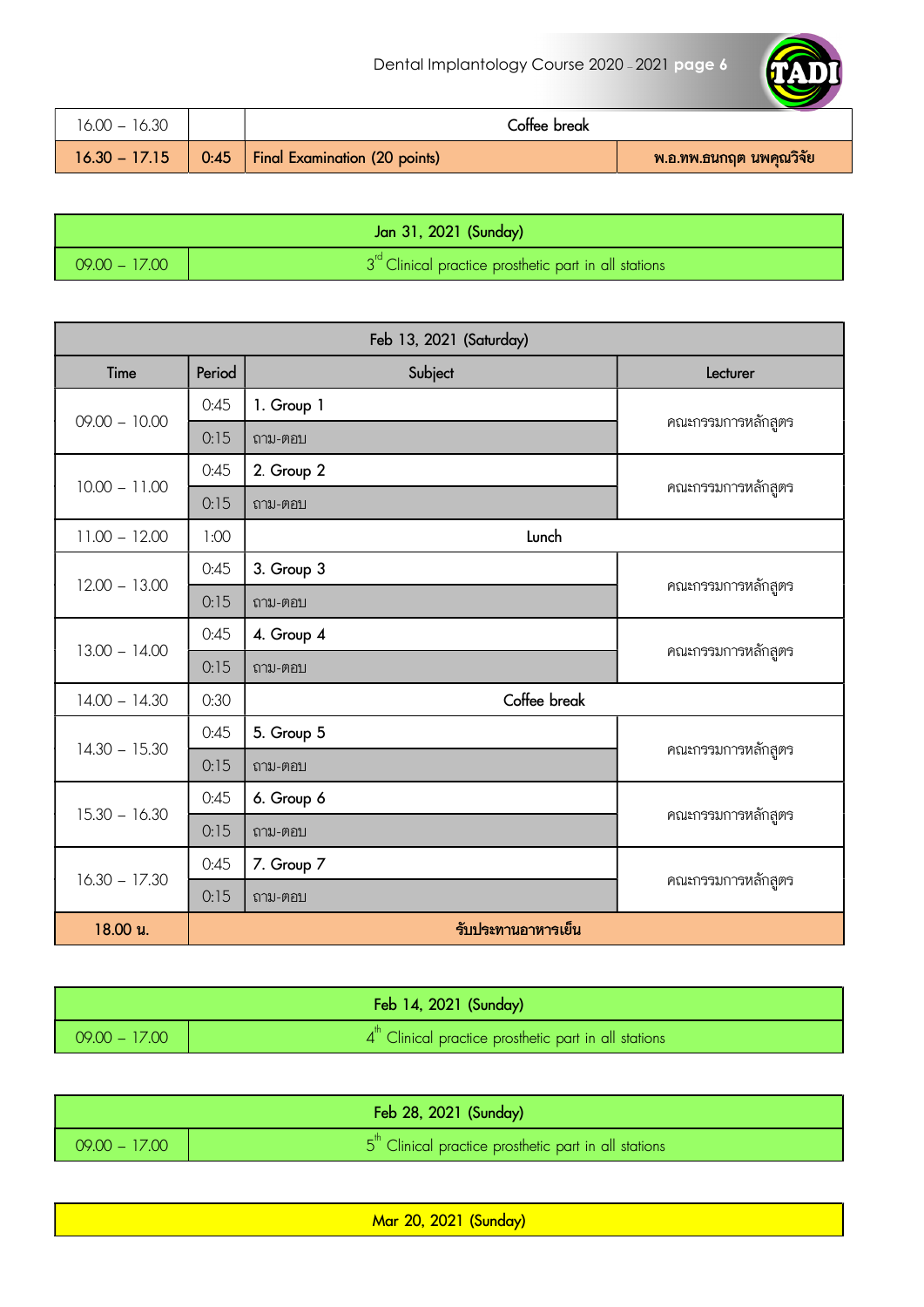| | | | |
|---|---|---|---|
| 16.00 – 16.30 | | Coffee break | |
| 16.30 – 17.15 | 0:45 | Final Examination (20 points) | พ.อ.ทพ.ธนกฤต นพคุณวิจัย |

| Jan 31, 2021 (Sunday) | |
|---|---|
| 09.00 – 17.00 | 3[rd] Clinical practice prosthetic part in all stations |

| Feb 13, 2021 (Saturday) | | | |
|---|---|---|---|
| Time | Period | Subject | Lecturer |
| 09.00 – 10.00 | 0:45 | 1. Group 1 | คณะกรรมการหลักสูตร |
| | 0:15 | ถาม-ตอบ | |
| 10.00 – 11.00 | 0:45 | 2. Group 2 | คณะกรรมการหลักสูตร |
| | 0:15 | ถาม-ตอบ | |
| 11.00 – 12.00 | 1:00 | Lunch | |
| 12.00 – 13.00 | 0:45 | 3. Group 3 | คณะกรรมการหลักสูตร |
| | 0:15 | ถาม-ตอบ | |
| 13.00 – 14.00 | 0:45 | 4. Group 4 | คณะกรรมการหลักสูตร |
| | 0:15 | ถาม-ตอบ | |
| 14.00 – 14.30 | 0:30 | Coffee break | |
| 14.30 – 15.30 | 0:45 | 5. Group 5 | คณะกรรมการหลักสูตร |
| | 0:15 | ถาม-ตอบ | |
| 15.30 – 16.30 | 0:45 | 6. Group 6 | คณะกรรมการหลักสูตร |
| | 0:15 | ถาม-ตอบ | |
| 16.30 – 17.30 | 0:45 | 7. Group 7 | คณะกรรมการหลักสูตร |
| | 0:15 | ถาม-ตอบ | |
| 18.00 น. | รับประทานอาหารเย็น | | |

| Feb 14, 2021 (Sunday) | |
|---|---|
| 09.00 – 17.00 | 4[th] Clinical practice prosthetic part in all stations |

| Feb 28, 2021 (Sunday) | |
|---|---|
| 09.00 – 17.00 | 5[th] Clinical practice prosthetic part in all stations |

| Mar 20, 2021 (Sunday) |
|---|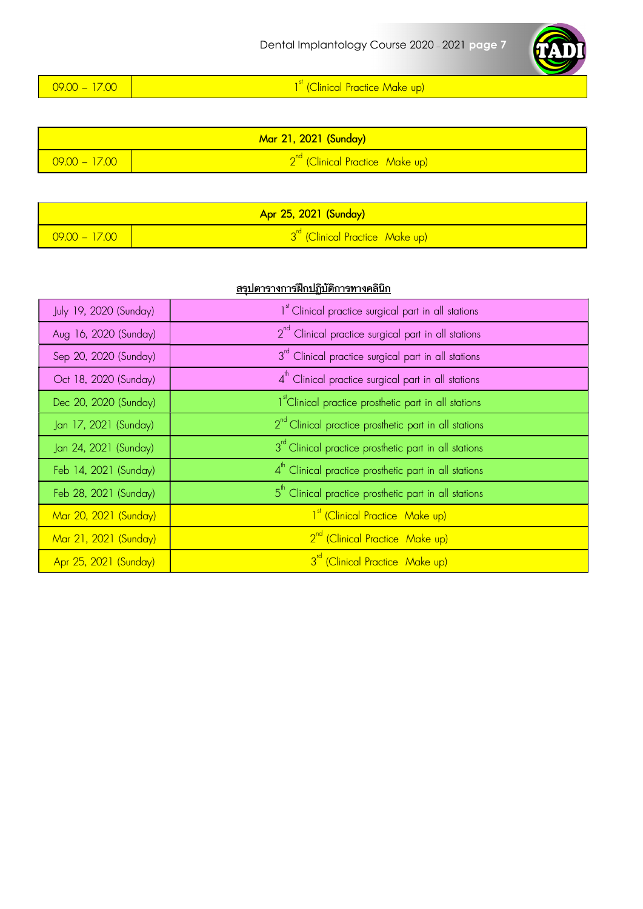| | |
|---|---|
| 09.00 – 17.00 | 1st (Clinical Practice Make up) |

| Mar 21, 2021 (Sunday) | |
|---|---|
| 09.00 – 17.00 | 2nd (Clinical Practice Make up) |

| Apr 25, 2021 (Sunday) | |
|---|---|
| 09.00 – 17.00 | 3rd (Clinical Practice Make up) |

**<u>สรุปตารางการฝึกปฏิบัติการทางคลินิก</u>**

| | |
|---|---|
| July 19, 2020 (Sunday) | 1st Clinical practice surgical part in all stations |
| Aug 16, 2020 (Sunday) | 2nd Clinical practice surgical part in all stations |
| Sep 20, 2020 (Sunday) | 3rd Clinical practice surgical part in all stations |
| Oct 18, 2020 (Sunday) | 4th Clinical practice surgical part in all stations |
| Dec 20, 2020 (Sunday) | 1st Clinical practice prosthetic part in all stations |
| Jan 17, 2021 (Sunday) | 2nd Clinical practice prosthetic part in all stations |
| Jan 24, 2021 (Sunday) | 3rd Clinical practice prosthetic part in all stations |
| Feb 14, 2021 (Sunday) | 4th Clinical practice prosthetic part in all stations |
| Feb 28, 2021 (Sunday) | 5th Clinical practice prosthetic part in all stations |
| Mar 20, 2021 (Sunday) | 1st (Clinical Practice Make up) |
| Mar 21, 2021 (Sunday) | 2nd (Clinical Practice Make up) |
| Apr 25, 2021 (Sunday) | 3rd (Clinical Practice Make up) |